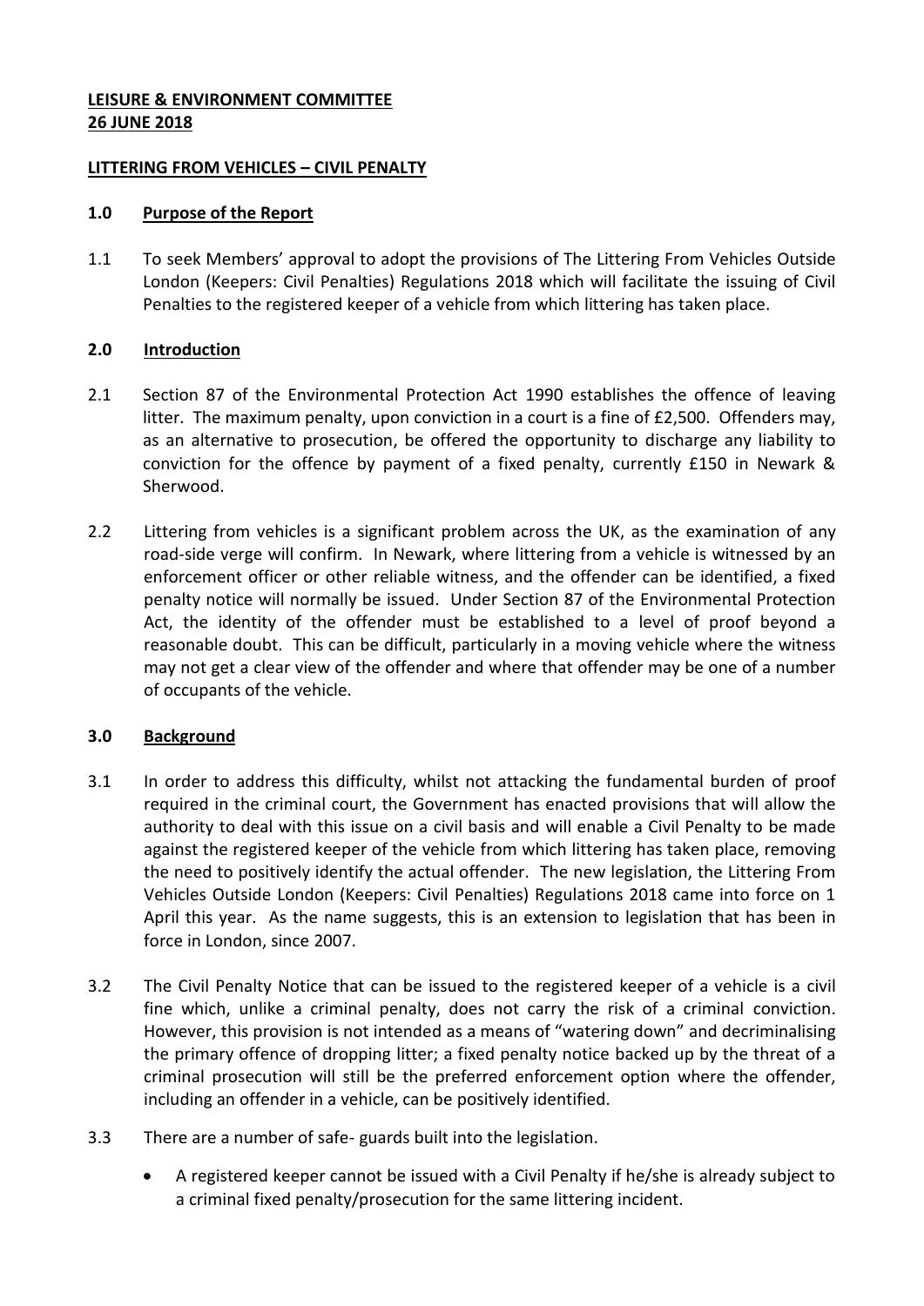**LEISURE & ENVIRONMENT COMMITTEE**
**26 JUNE 2018**

**LITTERING FROM VEHICLES – CIVIL PENALTY**

## 1.0 Purpose of the Report

1.1 To seek Members' approval to adopt the provisions of The Littering From Vehicles Outside London (Keepers: Civil Penalties) Regulations 2018 which will facilitate the issuing of Civil Penalties to the registered keeper of a vehicle from which littering has taken place.

## 2.0 Introduction

2.1 Section 87 of the Environmental Protection Act 1990 establishes the offence of leaving litter. The maximum penalty, upon conviction in a court is a fine of £2,500. Offenders may, as an alternative to prosecution, be offered the opportunity to discharge any liability to conviction for the offence by payment of a fixed penalty, currently £150 in Newark & Sherwood.

2.2 Littering from vehicles is a significant problem across the UK, as the examination of any road-side verge will confirm. In Newark, where littering from a vehicle is witnessed by an enforcement officer or other reliable witness, and the offender can be identified, a fixed penalty notice will normally be issued. Under Section 87 of the Environmental Protection Act, the identity of the offender must be established to a level of proof beyond a reasonable doubt. This can be difficult, particularly in a moving vehicle where the witness may not get a clear view of the offender and where that offender may be one of a number of occupants of the vehicle.

## 3.0 Background

3.1 In order to address this difficulty, whilst not attacking the fundamental burden of proof required in the criminal court, the Government has enacted provisions that will allow the authority to deal with this issue on a civil basis and will enable a Civil Penalty to be made against the registered keeper of the vehicle from which littering has taken place, removing the need to positively identify the actual offender. The new legislation, the Littering From Vehicles Outside London (Keepers: Civil Penalties) Regulations 2018 came into force on 1 April this year. As the name suggests, this is an extension to legislation that has been in force in London, since 2007.

3.2 The Civil Penalty Notice that can be issued to the registered keeper of a vehicle is a civil fine which, unlike a criminal penalty, does not carry the risk of a criminal conviction. However, this provision is not intended as a means of "watering down" and decriminalising the primary offence of dropping litter; a fixed penalty notice backed up by the threat of a criminal prosecution will still be the preferred enforcement option where the offender, including an offender in a vehicle, can be positively identified.

3.3 There are a number of safe- guards built into the legislation.

- A registered keeper cannot be issued with a Civil Penalty if he/she is already subject to a criminal fixed penalty/prosecution for the same littering incident.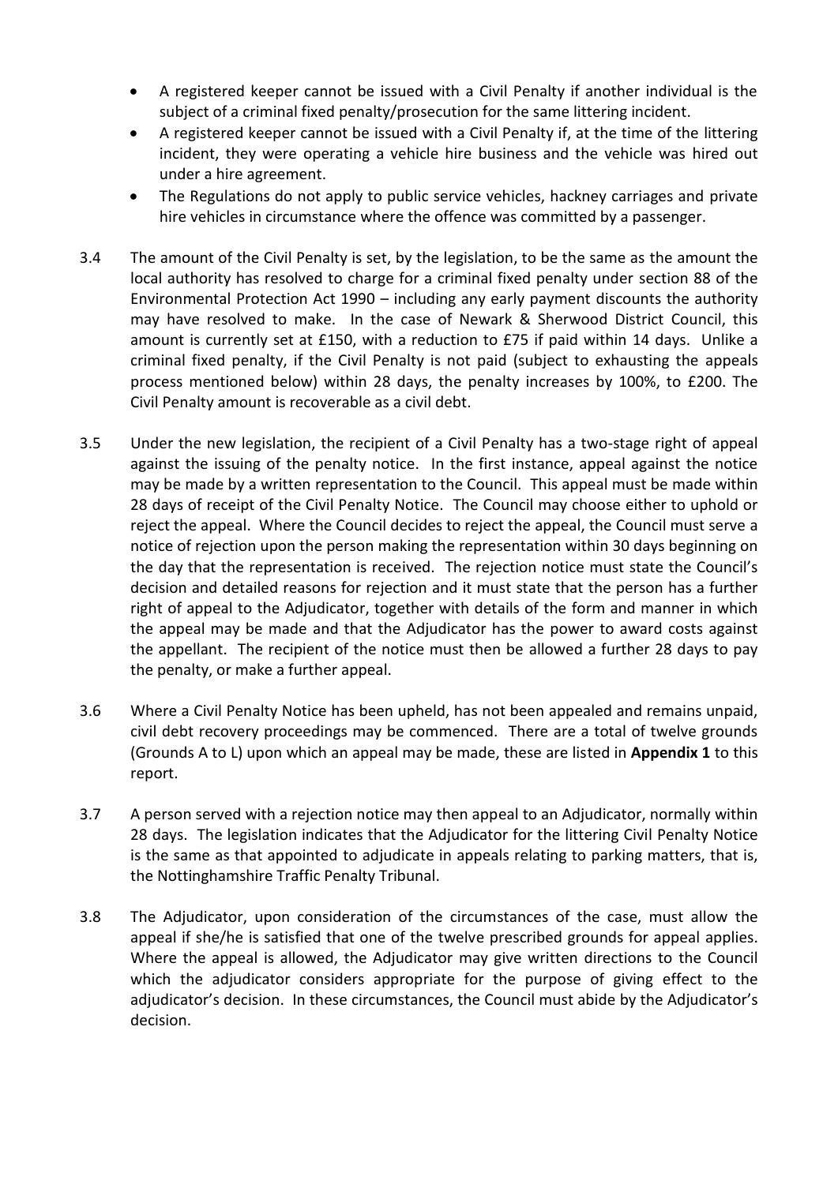- A registered keeper cannot be issued with a Civil Penalty if another individual is the subject of a criminal fixed penalty/prosecution for the same littering incident.
- A registered keeper cannot be issued with a Civil Penalty if, at the time of the littering incident, they were operating a vehicle hire business and the vehicle was hired out under a hire agreement.
- The Regulations do not apply to public service vehicles, hackney carriages and private hire vehicles in circumstance where the offence was committed by a passenger.

3.4 The amount of the Civil Penalty is set, by the legislation, to be the same as the amount the local authority has resolved to charge for a criminal fixed penalty under section 88 of the Environmental Protection Act 1990 – including any early payment discounts the authority may have resolved to make. In the case of Newark & Sherwood District Council, this amount is currently set at £150, with a reduction to £75 if paid within 14 days. Unlike a criminal fixed penalty, if the Civil Penalty is not paid (subject to exhausting the appeals process mentioned below) within 28 days, the penalty increases by 100%, to £200. The Civil Penalty amount is recoverable as a civil debt.

3.5 Under the new legislation, the recipient of a Civil Penalty has a two-stage right of appeal against the issuing of the penalty notice. In the first instance, appeal against the notice may be made by a written representation to the Council. This appeal must be made within 28 days of receipt of the Civil Penalty Notice. The Council may choose either to uphold or reject the appeal. Where the Council decides to reject the appeal, the Council must serve a notice of rejection upon the person making the representation within 30 days beginning on the day that the representation is received. The rejection notice must state the Council's decision and detailed reasons for rejection and it must state that the person has a further right of appeal to the Adjudicator, together with details of the form and manner in which the appeal may be made and that the Adjudicator has the power to award costs against the appellant. The recipient of the notice must then be allowed a further 28 days to pay the penalty, or make a further appeal.

3.6 Where a Civil Penalty Notice has been upheld, has not been appealed and remains unpaid, civil debt recovery proceedings may be commenced. There are a total of twelve grounds (Grounds A to L) upon which an appeal may be made, these are listed in **Appendix 1** to this report.

3.7 A person served with a rejection notice may then appeal to an Adjudicator, normally within 28 days. The legislation indicates that the Adjudicator for the littering Civil Penalty Notice is the same as that appointed to adjudicate in appeals relating to parking matters, that is, the Nottinghamshire Traffic Penalty Tribunal.

3.8 The Adjudicator, upon consideration of the circumstances of the case, must allow the appeal if she/he is satisfied that one of the twelve prescribed grounds for appeal applies. Where the appeal is allowed, the Adjudicator may give written directions to the Council which the adjudicator considers appropriate for the purpose of giving effect to the adjudicator's decision. In these circumstances, the Council must abide by the Adjudicator's decision.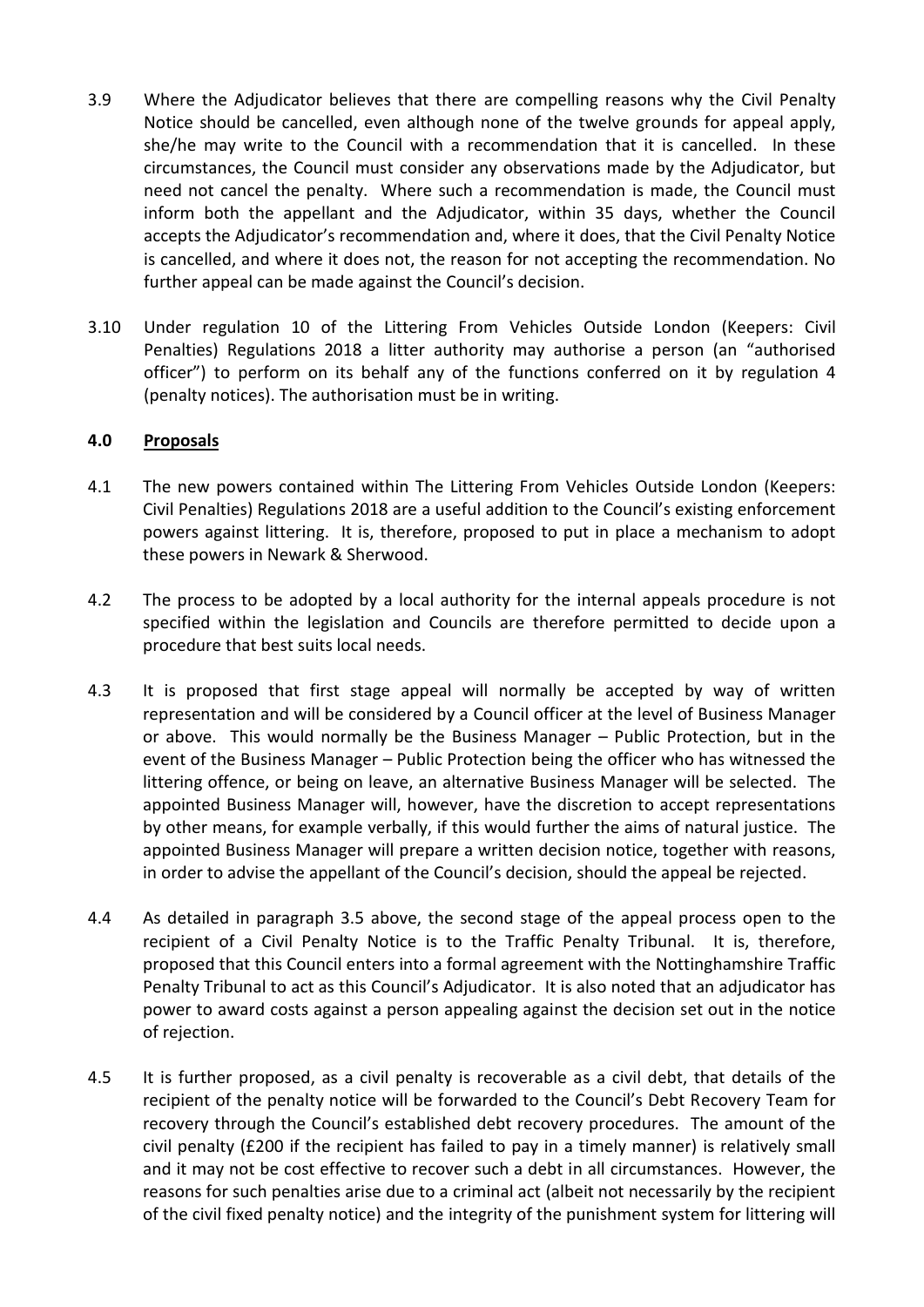3.9 Where the Adjudicator believes that there are compelling reasons why the Civil Penalty Notice should be cancelled, even although none of the twelve grounds for appeal apply, she/he may write to the Council with a recommendation that it is cancelled. In these circumstances, the Council must consider any observations made by the Adjudicator, but need not cancel the penalty. Where such a recommendation is made, the Council must inform both the appellant and the Adjudicator, within 35 days, whether the Council accepts the Adjudicator's recommendation and, where it does, that the Civil Penalty Notice is cancelled, and where it does not, the reason for not accepting the recommendation. No further appeal can be made against the Council's decision.

3.10 Under regulation 10 of the Littering From Vehicles Outside London (Keepers: Civil Penalties) Regulations 2018 a litter authority may authorise a person (an "authorised officer") to perform on its behalf any of the functions conferred on it by regulation 4 (penalty notices). The authorisation must be in writing.

## 4.0 Proposals

4.1 The new powers contained within The Littering From Vehicles Outside London (Keepers: Civil Penalties) Regulations 2018 are a useful addition to the Council's existing enforcement powers against littering. It is, therefore, proposed to put in place a mechanism to adopt these powers in Newark & Sherwood.

4.2 The process to be adopted by a local authority for the internal appeals procedure is not specified within the legislation and Councils are therefore permitted to decide upon a procedure that best suits local needs.

4.3 It is proposed that first stage appeal will normally be accepted by way of written representation and will be considered by a Council officer at the level of Business Manager or above. This would normally be the Business Manager – Public Protection, but in the event of the Business Manager – Public Protection being the officer who has witnessed the littering offence, or being on leave, an alternative Business Manager will be selected. The appointed Business Manager will, however, have the discretion to accept representations by other means, for example verbally, if this would further the aims of natural justice. The appointed Business Manager will prepare a written decision notice, together with reasons, in order to advise the appellant of the Council's decision, should the appeal be rejected.

4.4 As detailed in paragraph 3.5 above, the second stage of the appeal process open to the recipient of a Civil Penalty Notice is to the Traffic Penalty Tribunal. It is, therefore, proposed that this Council enters into a formal agreement with the Nottinghamshire Traffic Penalty Tribunal to act as this Council's Adjudicator. It is also noted that an adjudicator has power to award costs against a person appealing against the decision set out in the notice of rejection.

4.5 It is further proposed, as a civil penalty is recoverable as a civil debt, that details of the recipient of the penalty notice will be forwarded to the Council's Debt Recovery Team for recovery through the Council's established debt recovery procedures. The amount of the civil penalty (£200 if the recipient has failed to pay in a timely manner) is relatively small and it may not be cost effective to recover such a debt in all circumstances. However, the reasons for such penalties arise due to a criminal act (albeit not necessarily by the recipient of the civil fixed penalty notice) and the integrity of the punishment system for littering will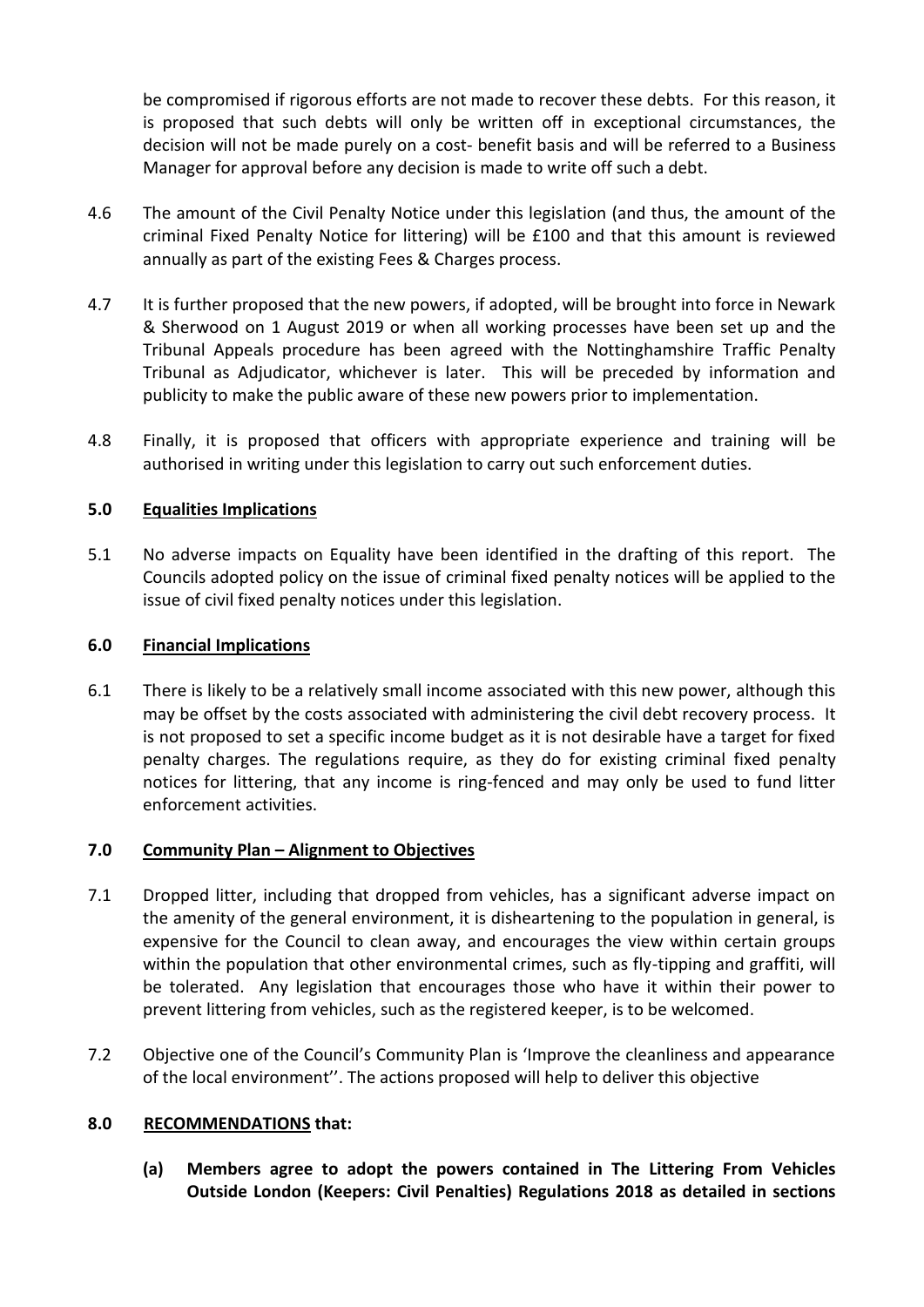be compromised if rigorous efforts are not made to recover these debts. For this reason, it is proposed that such debts will only be written off in exceptional circumstances, the decision will not be made purely on a cost- benefit basis and will be referred to a Business Manager for approval before any decision is made to write off such a debt.

4.6 The amount of the Civil Penalty Notice under this legislation (and thus, the amount of the criminal Fixed Penalty Notice for littering) will be £100 and that this amount is reviewed annually as part of the existing Fees & Charges process.

4.7 It is further proposed that the new powers, if adopted, will be brought into force in Newark & Sherwood on 1 August 2019 or when all working processes have been set up and the Tribunal Appeals procedure has been agreed with the Nottinghamshire Traffic Penalty Tribunal as Adjudicator, whichever is later. This will be preceded by information and publicity to make the public aware of these new powers prior to implementation.

4.8 Finally, it is proposed that officers with appropriate experience and training will be authorised in writing under this legislation to carry out such enforcement duties.

## 5.0 Equalities Implications

5.1 No adverse impacts on Equality have been identified in the drafting of this report. The Councils adopted policy on the issue of criminal fixed penalty notices will be applied to the issue of civil fixed penalty notices under this legislation.

## 6.0 Financial Implications

6.1 There is likely to be a relatively small income associated with this new power, although this may be offset by the costs associated with administering the civil debt recovery process. It is not proposed to set a specific income budget as it is not desirable have a target for fixed penalty charges. The regulations require, as they do for existing criminal fixed penalty notices for littering, that any income is ring-fenced and may only be used to fund litter enforcement activities.

## 7.0 Community Plan – Alignment to Objectives

7.1 Dropped litter, including that dropped from vehicles, has a significant adverse impact on the amenity of the general environment, it is disheartening to the population in general, is expensive for the Council to clean away, and encourages the view within certain groups within the population that other environmental crimes, such as fly-tipping and graffiti, will be tolerated. Any legislation that encourages those who have it within their power to prevent littering from vehicles, such as the registered keeper, is to be welcomed.

7.2 Objective one of the Council's Community Plan is 'Improve the cleanliness and appearance of the local environment''. The actions proposed will help to deliver this objective

## 8.0 RECOMMENDATIONS that:

**(a) Members agree to adopt the powers contained in The Littering From Vehicles Outside London (Keepers: Civil Penalties) Regulations 2018 as detailed in sections**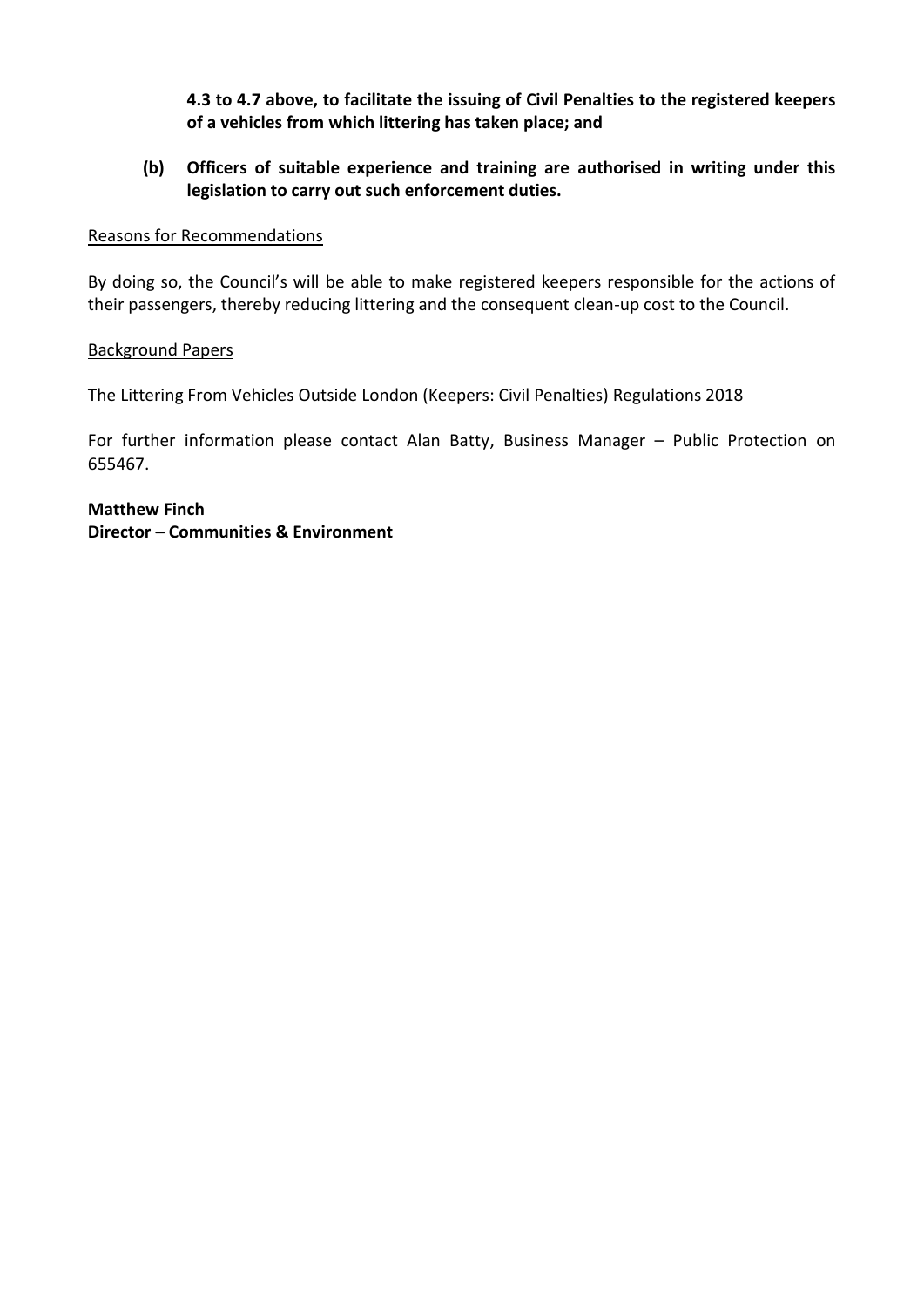**4.3 to 4.7 above, to facilitate the issuing of Civil Penalties to the registered keepers of a vehicles from which littering has taken place; and**

**(b) Officers of suitable experience and training are authorised in writing under this legislation to carry out such enforcement duties.**

Reasons for Recommendations

By doing so, the Council's will be able to make registered keepers responsible for the actions of their passengers, thereby reducing littering and the consequent clean-up cost to the Council.

Background Papers

The Littering From Vehicles Outside London (Keepers: Civil Penalties) Regulations 2018

For further information please contact Alan Batty, Business Manager – Public Protection on 655467.

**Matthew Finch**
**Director – Communities & Environment**